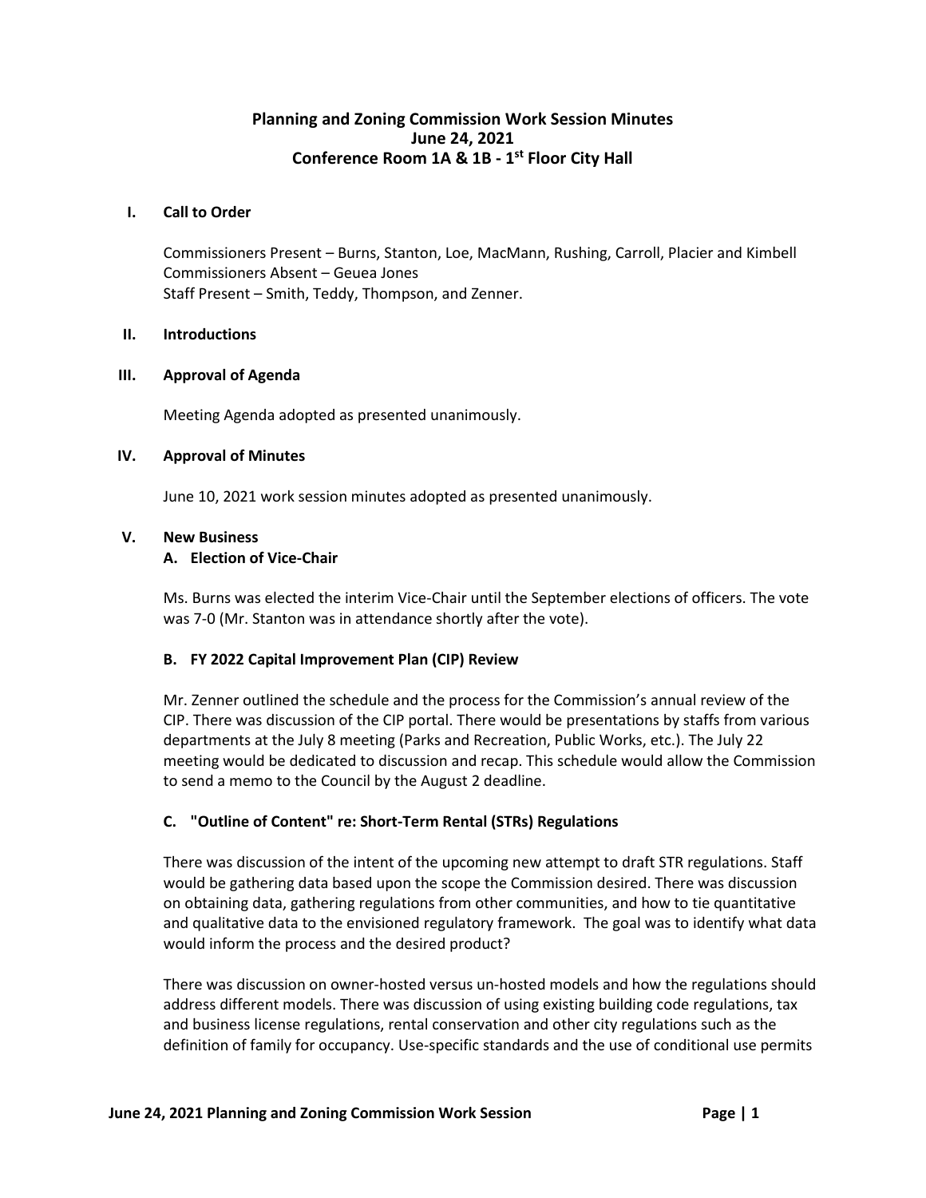# Planning and Zoning Commission Work Session Minutes
## June 24, 2021
## Conference Room 1A & 1B - 1st Floor City Hall

**I. Call to Order**

Commissioners Present – Burns, Stanton, Loe, MacMann, Rushing, Carroll, Placier and Kimbell
Commissioners Absent – Geuea Jones
Staff Present – Smith, Teddy, Thompson, and Zenner.

**II. Introductions**

**III. Approval of Agenda**

Meeting Agenda adopted as presented unanimously.

**IV. Approval of Minutes**

June 10, 2021 work session minutes adopted as presented unanimously.

**V. New Business**

**A. Election of Vice-Chair**

Ms. Burns was elected the interim Vice-Chair until the September elections of officers. The vote was 7-0 (Mr. Stanton was in attendance shortly after the vote).

**B. FY 2022 Capital Improvement Plan (CIP) Review**

Mr. Zenner outlined the schedule and the process for the Commission's annual review of the CIP. There was discussion of the CIP portal. There would be presentations by staffs from various departments at the July 8 meeting (Parks and Recreation, Public Works, etc.). The July 22 meeting would be dedicated to discussion and recap. This schedule would allow the Commission to send a memo to the Council by the August 2 deadline.

**C. "Outline of Content" re: Short-Term Rental (STRs) Regulations**

There was discussion of the intent of the upcoming new attempt to draft STR regulations. Staff would be gathering data based upon the scope the Commission desired. There was discussion on obtaining data, gathering regulations from other communities, and how to tie quantitative and qualitative data to the envisioned regulatory framework. The goal was to identify what data would inform the process and the desired product?

There was discussion on owner-hosted versus un-hosted models and how the regulations should address different models. There was discussion of using existing building code regulations, tax and business license regulations, rental conservation and other city regulations such as the definition of family for occupancy. Use-specific standards and the use of conditional use permits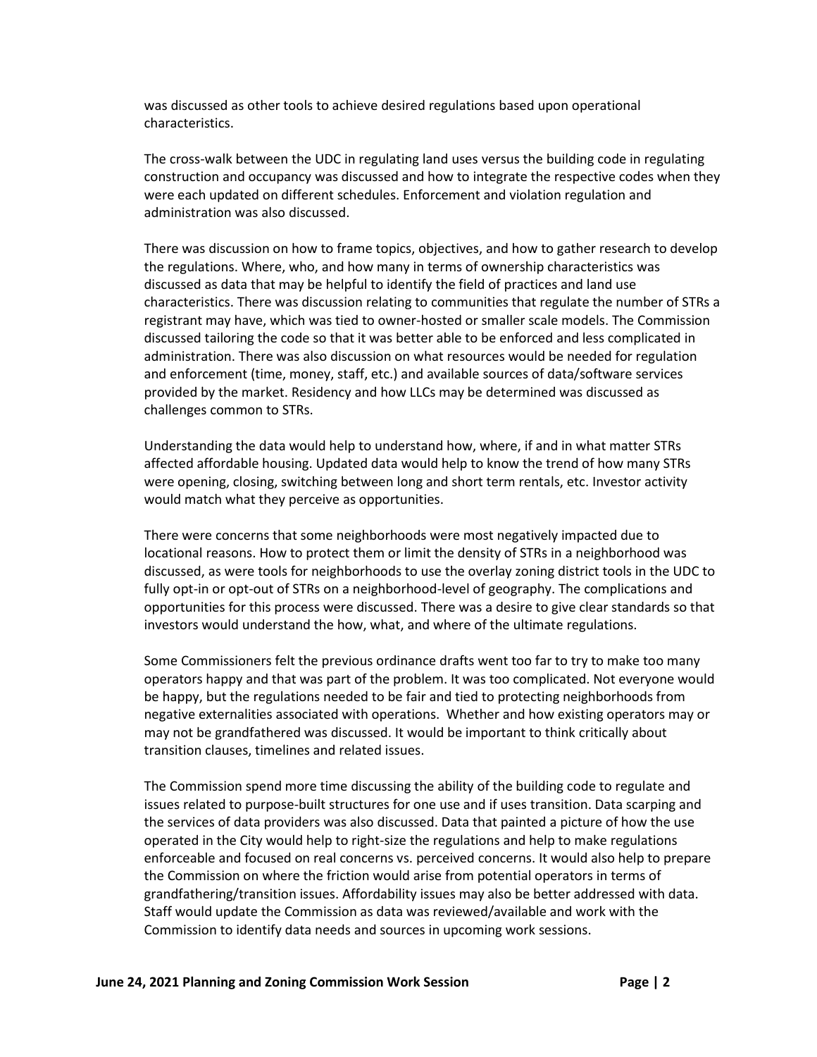was discussed as other tools to achieve desired regulations based upon operational characteristics.

The cross-walk between the UDC in regulating land uses versus the building code in regulating construction and occupancy was discussed and how to integrate the respective codes when they were each updated on different schedules. Enforcement and violation regulation and administration was also discussed.

There was discussion on how to frame topics, objectives, and how to gather research to develop the regulations. Where, who, and how many in terms of ownership characteristics was discussed as data that may be helpful to identify the field of practices and land use characteristics. There was discussion relating to communities that regulate the number of STRs a registrant may have, which was tied to owner-hosted or smaller scale models. The Commission discussed tailoring the code so that it was better able to be enforced and less complicated in administration. There was also discussion on what resources would be needed for regulation and enforcement (time, money, staff, etc.) and available sources of data/software services provided by the market. Residency and how LLCs may be determined was discussed as challenges common to STRs.

Understanding the data would help to understand how, where, if and in what matter STRs affected affordable housing. Updated data would help to know the trend of how many STRs were opening, closing, switching between long and short term rentals, etc. Investor activity would match what they perceive as opportunities.

There were concerns that some neighborhoods were most negatively impacted due to locational reasons. How to protect them or limit the density of STRs in a neighborhood was discussed, as were tools for neighborhoods to use the overlay zoning district tools in the UDC to fully opt-in or opt-out of STRs on a neighborhood-level of geography. The complications and opportunities for this process were discussed. There was a desire to give clear standards so that investors would understand the how, what, and where of the ultimate regulations.

Some Commissioners felt the previous ordinance drafts went too far to try to make too many operators happy and that was part of the problem. It was too complicated. Not everyone would be happy, but the regulations needed to be fair and tied to protecting neighborhoods from negative externalities associated with operations. Whether and how existing operators may or may not be grandfathered was discussed. It would be important to think critically about transition clauses, timelines and related issues.

The Commission spend more time discussing the ability of the building code to regulate and issues related to purpose-built structures for one use and if uses transition. Data scarping and the services of data providers was also discussed. Data that painted a picture of how the use operated in the City would help to right-size the regulations and help to make regulations enforceable and focused on real concerns vs. perceived concerns. It would also help to prepare the Commission on where the friction would arise from potential operators in terms of grandfathering/transition issues. Affordability issues may also be better addressed with data. Staff would update the Commission as data was reviewed/available and work with the Commission to identify data needs and sources in upcoming work sessions.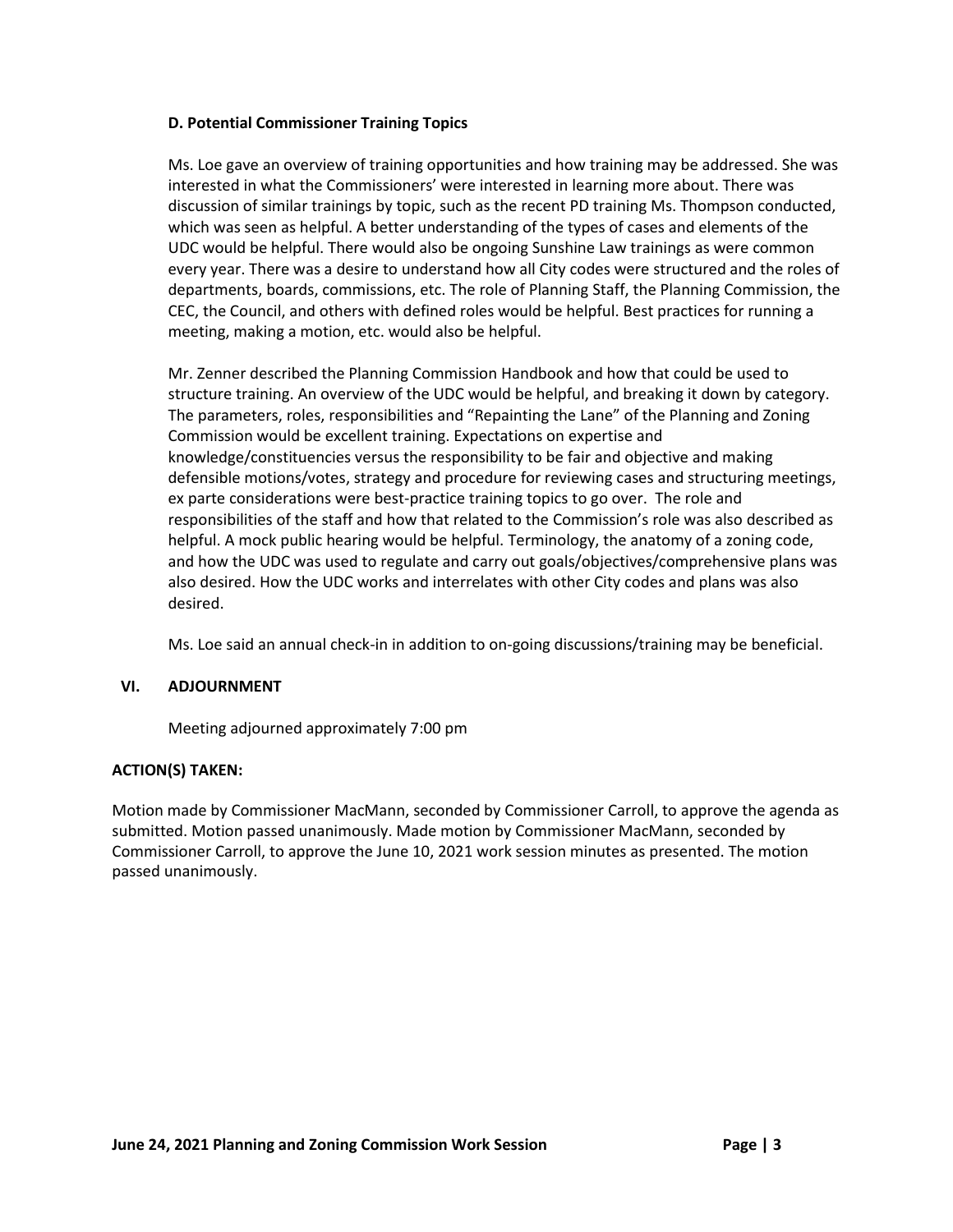### D. Potential Commissioner Training Topics

Ms. Loe gave an overview of training opportunities and how training may be addressed. She was interested in what the Commissioners' were interested in learning more about. There was discussion of similar trainings by topic, such as the recent PD training Ms. Thompson conducted, which was seen as helpful. A better understanding of the types of cases and elements of the UDC would be helpful. There would also be ongoing Sunshine Law trainings as were common every year. There was a desire to understand how all City codes were structured and the roles of departments, boards, commissions, etc. The role of Planning Staff, the Planning Commission, the CEC, the Council, and others with defined roles would be helpful. Best practices for running a meeting, making a motion, etc. would also be helpful.

Mr. Zenner described the Planning Commission Handbook and how that could be used to structure training. An overview of the UDC would be helpful, and breaking it down by category. The parameters, roles, responsibilities and "Repainting the Lane" of the Planning and Zoning Commission would be excellent training. Expectations on expertise and knowledge/constituencies versus the responsibility to be fair and objective and making defensible motions/votes, strategy and procedure for reviewing cases and structuring meetings, ex parte considerations were best-practice training topics to go over. The role and responsibilities of the staff and how that related to the Commission's role was also described as helpful. A mock public hearing would be helpful. Terminology, the anatomy of a zoning code, and how the UDC was used to regulate and carry out goals/objectives/comprehensive plans was also desired. How the UDC works and interrelates with other City codes and plans was also desired.

Ms. Loe said an annual check-in in addition to on-going discussions/training may be beneficial.

## VI. ADJOURNMENT

Meeting adjourned approximately 7:00 pm

**ACTION(S) TAKEN:**

Motion made by Commissioner MacMann, seconded by Commissioner Carroll, to approve the agenda as submitted. Motion passed unanimously. Made motion by Commissioner MacMann, seconded by Commissioner Carroll, to approve the June 10, 2021 work session minutes as presented. The motion passed unanimously.